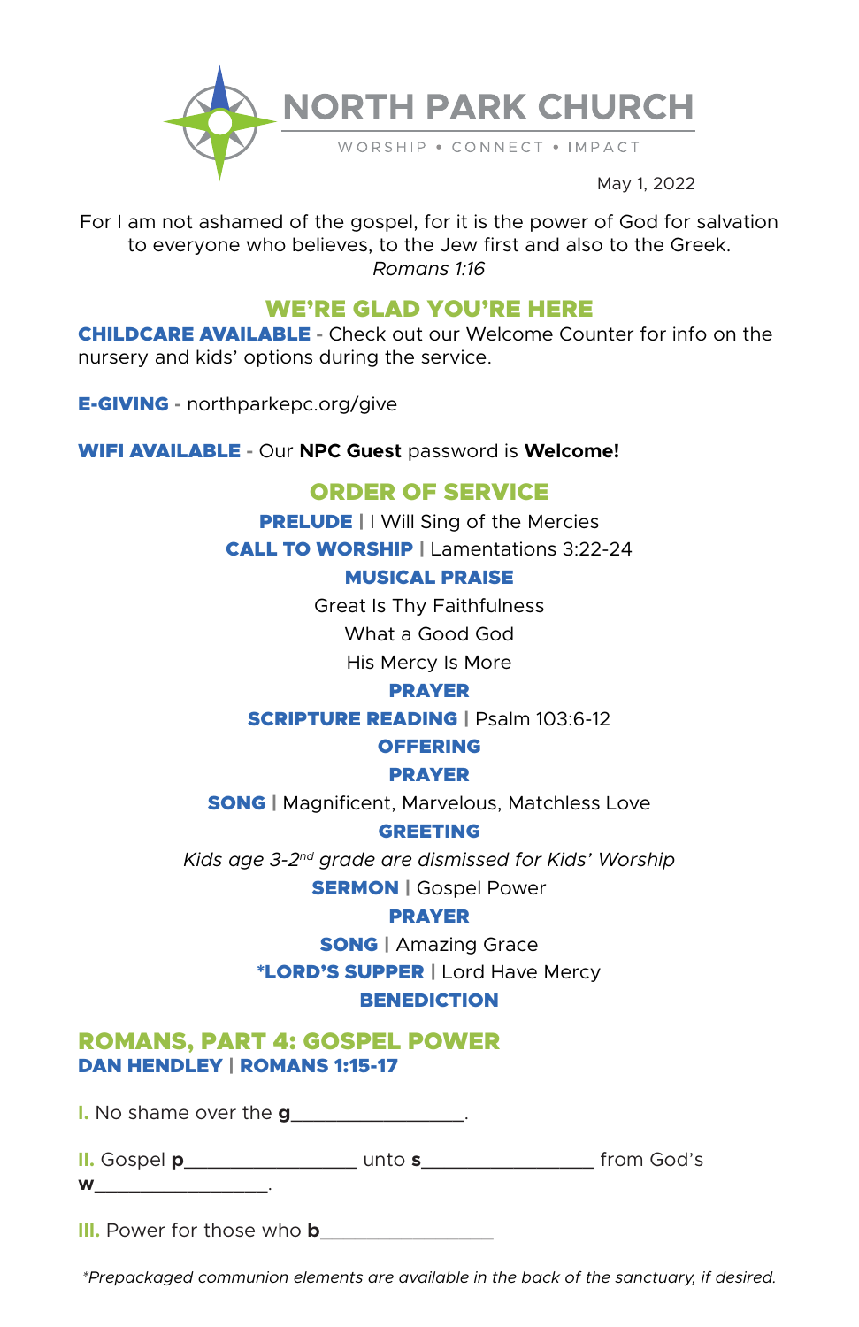# NORTH PARK CHURCH

WORSHIP • CONNECT • IMPACT

May 1, 2022

For I am not ashamed of the gospel, for it is the power of God for salvation to everyone who believes, to the Jew first and also to the Greek.
*Romans 1:16*

## WE'RE GLAD YOU'RE HERE

**CHILDCARE AVAILABLE** - Check out our Welcome Counter for info on the nursery and kids' options during the service.

**E-GIVING** - northparkepc.org/give

**WIFI AVAILABLE** - Our **NPC Guest** password is **Welcome!**

## ORDER OF SERVICE

**PRELUDE** | I Will Sing of the Mercies

**CALL TO WORSHIP** | Lamentations 3:22-24

**MUSICAL PRAISE**

Great Is Thy Faithfulness

What a Good God

His Mercy Is More

**PRAYER**

**SCRIPTURE READING** | Psalm 103:6-12

**OFFERING**

**PRAYER**

**SONG** | Magnificent, Marvelous, Matchless Love

**GREETING**

*Kids age 3-2nd grade are dismissed for Kids' Worship*

**SERMON** | Gospel Power

**PRAYER**

**SONG** | Amazing Grace

***LORD'S SUPPER** | Lord Have Mercy

**BENEDICTION**

## ROMANS, PART 4: GOSPEL POWER

### DAN HENDLEY | ROMANS 1:15-17

I. No shame over the **g**_________________.

II. Gospel **p**_________________ unto **s**_________________ from God's **w**_________________.

III. Power for those who **b**_________________

*Prepackaged communion elements are available in the back of the sanctuary, if desired.*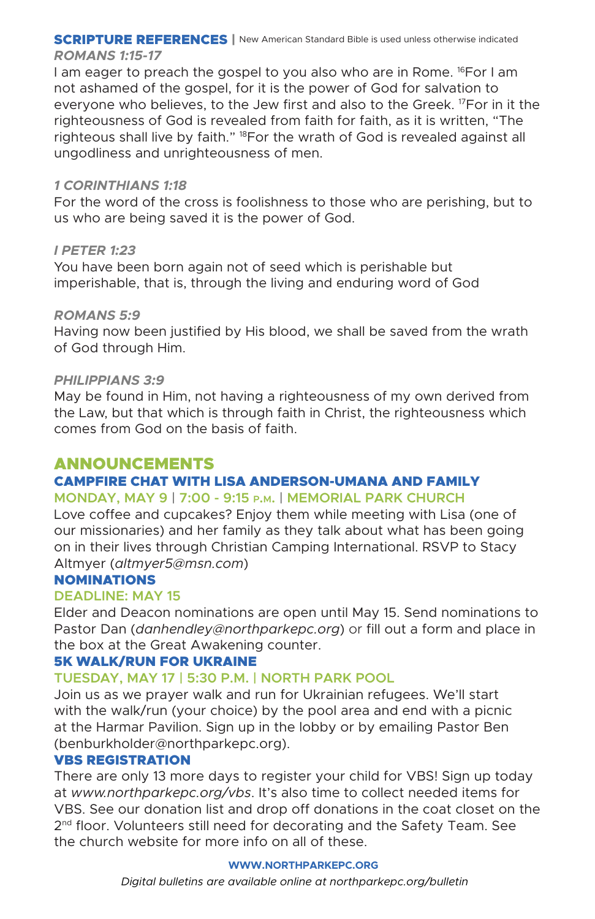## SCRIPTURE REFERENCES | New American Standard Bible is used unless otherwise indicated

*ROMANS 1:15-17*

I am eager to preach the gospel to you also who are in Rome. [16]For I am not ashamed of the gospel, for it is the power of God for salvation to everyone who believes, to the Jew first and also to the Greek. [17]For in it the righteousness of God is revealed from faith for faith, as it is written, “The righteous shall live by faith.” [18]For the wrath of God is revealed against all ungodliness and unrighteousness of men.

*1 CORINTHIANS 1:18*

For the word of the cross is foolishness to those who are perishing, but to us who are being saved it is the power of God.

*I PETER 1:23*

You have been born again not of seed which is perishable but imperishable, that is, through the living and enduring word of God

*ROMANS 5:9*

Having now been justified by His blood, we shall be saved from the wrath of God through Him.

*PHILIPPIANS 3:9*

May be found in Him, not having a righteousness of my own derived from the Law, but that which is through faith in Christ, the righteousness which comes from God on the basis of faith.

## ANNOUNCEMENTS

### CAMPFIRE CHAT WITH LISA ANDERSON-UMANA AND FAMILY

**MONDAY, MAY 9 | 7:00 - 9:15 P.M. | MEMORIAL PARK CHURCH**

Love coffee and cupcakes? Enjoy them while meeting with Lisa (one of our missionaries) and her family as they talk about what has been going on in their lives through Christian Camping International. RSVP to Stacy Altmyer (*altmyer5@msn.com*)

### NOMINATIONS

**DEADLINE: MAY 15**

Elder and Deacon nominations are open until May 15. Send nominations to Pastor Dan (*danhendley@northparkepc.org*) or fill out a form and place in the box at the Great Awakening counter.

### 5K WALK/RUN FOR UKRAINE

**TUESDAY, MAY 17 | 5:30 P.M. | NORTH PARK POOL**

Join us as we prayer walk and run for Ukrainian refugees. We’ll start with the walk/run (your choice) by the pool area and end with a picnic at the Harmar Pavilion. Sign up in the lobby or by emailing Pastor Ben (benburkholder@northparkepc.org).

### VBS REGISTRATION

There are only 13 more days to register your child for VBS! Sign up today at *www.northparkepc.org/vbs*. It’s also time to collect needed items for VBS. See our donation list and drop off donations in the coat closet on the 2nd floor. Volunteers still need for decorating and the Safety Team. See the church website for more info on all of these.

**WWW.NORTHPARKEPC.ORG**

*Digital bulletins are available online at northparkepc.org/bulletin*